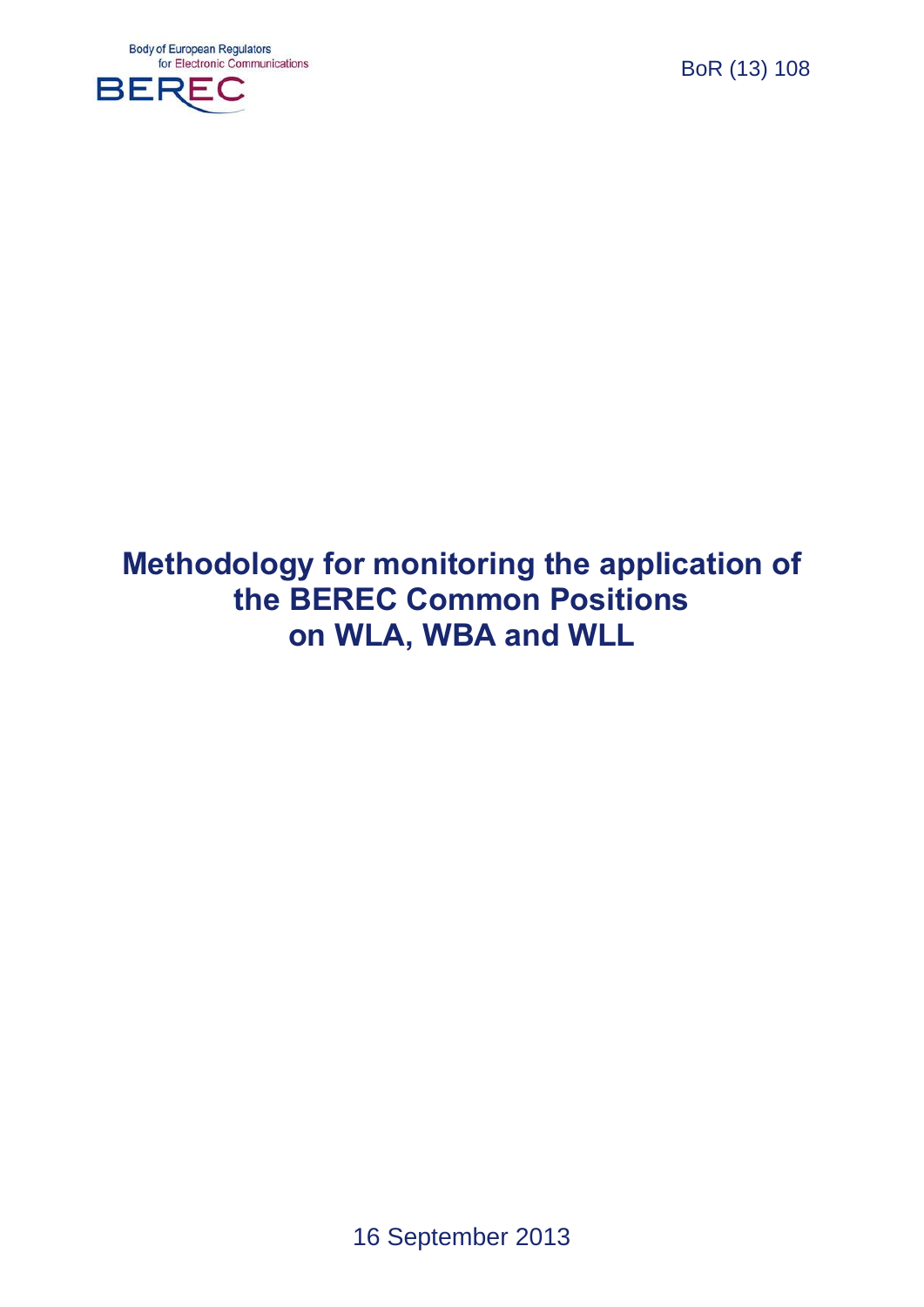Body of European Regulators for Electronic Communications

BEREC

BoR (13) 108

# Methodology for monitoring the application of the BEREC Common Positions on WLA, WBA and WLL

16 September 2013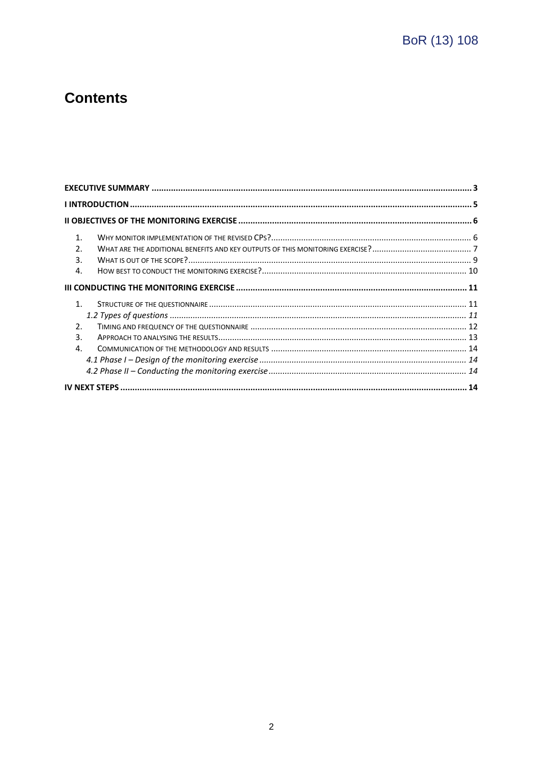# Contents

**EXECUTIVE SUMMARY** ..... 3

**I INTRODUCTION** ..... 5

**II OBJECTIVES OF THE MONITORING EXERCISE** ..... 6

1. WHY MONITOR IMPLEMENTATION OF THE REVISED CPS? ..... 6
2. WHAT ARE THE ADDITIONAL BENEFITS AND KEY OUTPUTS OF THIS MONITORING EXERCISE? ..... 7
3. WHAT IS OUT OF THE SCOPE? ..... 9
4. HOW BEST TO CONDUCT THE MONITORING EXERCISE? ..... 10

**III CONDUCTING THE MONITORING EXERCISE** ..... 11

1. STRUCTURE OF THE QUESTIONNAIRE ..... 11
   - *1.2 Types of questions* ..... *11*
2. TIMING AND FREQUENCY OF THE QUESTIONNAIRE ..... 12
3. APPROACH TO ANALYSING THE RESULTS ..... 13
4. COMMUNICATION OF THE METHODOLOGY AND RESULTS ..... 14
   - *4.1 Phase I – Design of the monitoring exercise* ..... *14*
   - *4.2 Phase II – Conducting the monitoring exercise* ..... *14*

**IV NEXT STEPS** ..... 14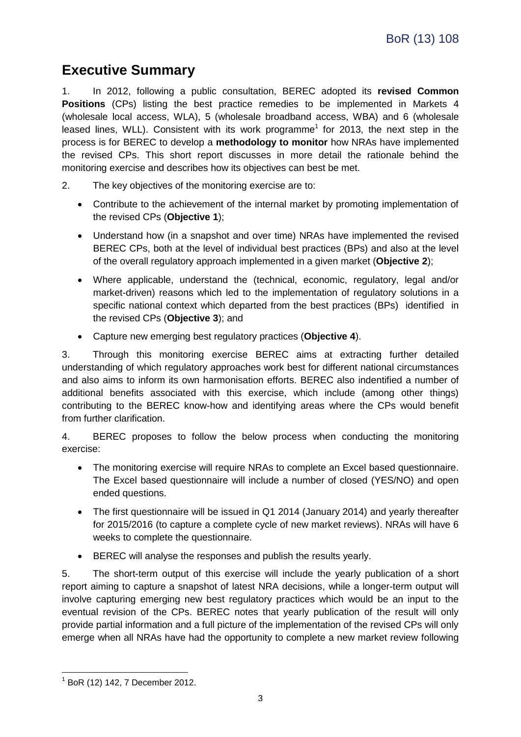# Executive Summary

1. In 2012, following a public consultation, BEREC adopted its **revised Common Positions** (CPs) listing the best practice remedies to be implemented in Markets 4 (wholesale local access, WLA), 5 (wholesale broadband access, WBA) and 6 (wholesale leased lines, WLL). Consistent with its work programme[1] for 2013, the next step in the process is for BEREC to develop a **methodology to monitor** how NRAs have implemented the revised CPs. This short report discusses in more detail the rationale behind the monitoring exercise and describes how its objectives can best be met.

2. The key objectives of the monitoring exercise are to:

   - Contribute to the achievement of the internal market by promoting implementation of the revised CPs (**Objective 1**);
   - Understand how (in a snapshot and over time) NRAs have implemented the revised BEREC CPs, both at the level of individual best practices (BPs) and also at the level of the overall regulatory approach implemented in a given market (**Objective 2**);
   - Where applicable, understand the (technical, economic, regulatory, legal and/or market-driven) reasons which led to the implementation of regulatory solutions in a specific national context which departed from the best practices (BPs) identified in the revised CPs (**Objective 3**); and
   - Capture new emerging best regulatory practices (**Objective 4**).

3. Through this monitoring exercise BEREC aims at extracting further detailed understanding of which regulatory approaches work best for different national circumstances and also aims to inform its own harmonisation efforts. BEREC also indentified a number of additional benefits associated with this exercise, which include (among other things) contributing to the BEREC know-how and identifying areas where the CPs would benefit from further clarification.

4. BEREC proposes to follow the below process when conducting the monitoring exercise:

   - The monitoring exercise will require NRAs to complete an Excel based questionnaire. The Excel based questionnaire will include a number of closed (YES/NO) and open ended questions.
   - The first questionnaire will be issued in Q1 2014 (January 2014) and yearly thereafter for 2015/2016 (to capture a complete cycle of new market reviews). NRAs will have 6 weeks to complete the questionnaire.
   - BEREC will analyse the responses and publish the results yearly.

5. The short-term output of this exercise will include the yearly publication of a short report aiming to capture a snapshot of latest NRA decisions, while a longer-term output will involve capturing emerging new best regulatory practices which would be an input to the eventual revision of the CPs. BEREC notes that yearly publication of the result will only provide partial information and a full picture of the implementation of the revised CPs will only emerge when all NRAs have had the opportunity to complete a new market review following

[1] BoR (12) 142, 7 December 2012.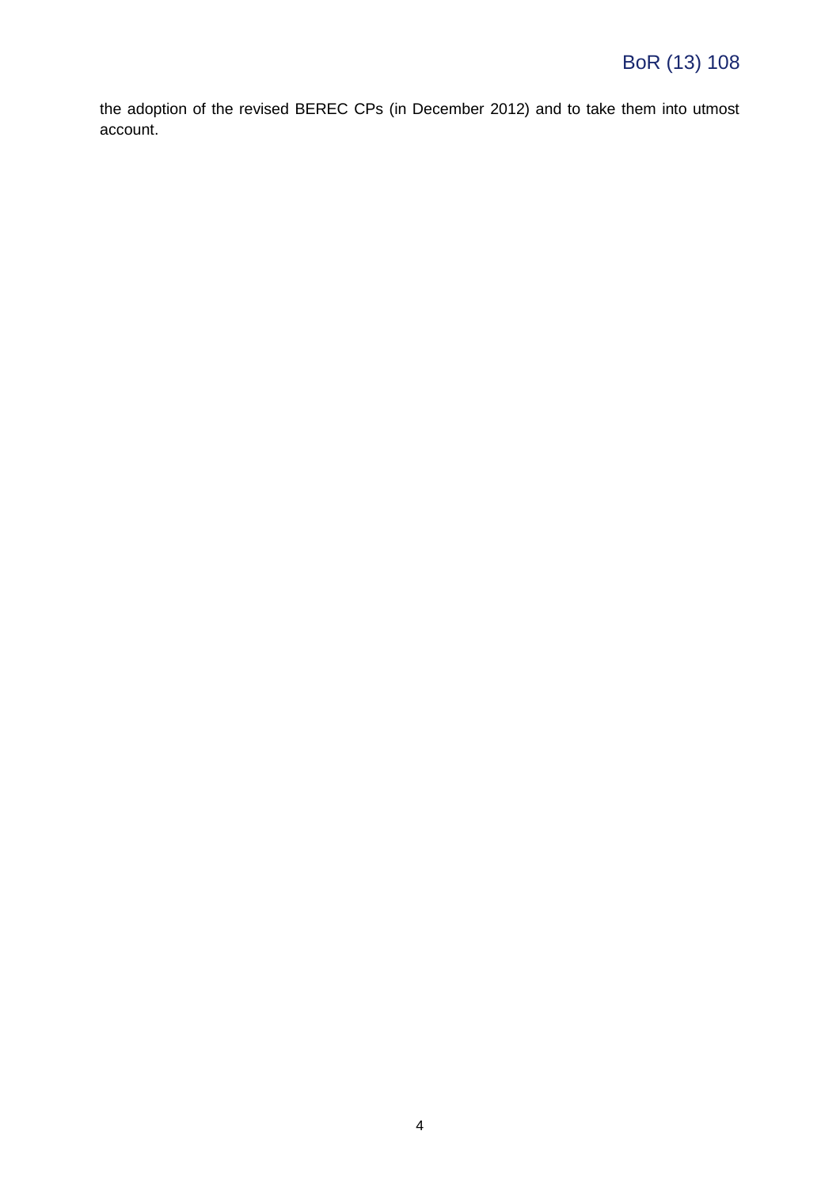the adoption of the revised BEREC CPs (in December 2012) and to take them into utmost account.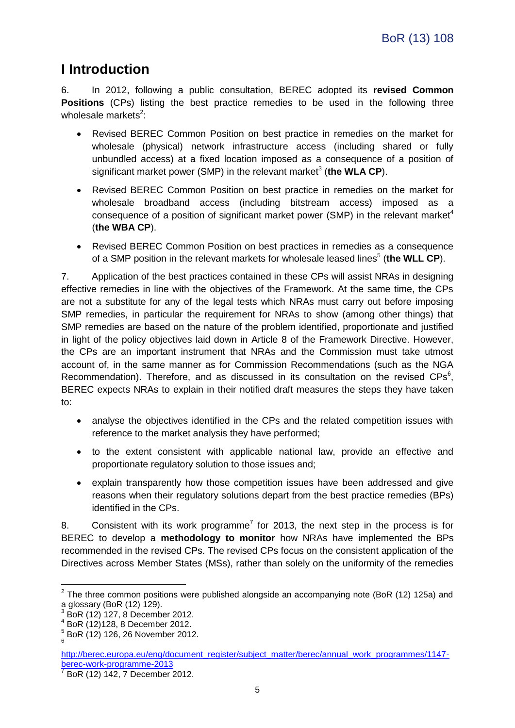# I Introduction

6. In 2012, following a public consultation, BEREC adopted its **revised Common Positions** (CPs) listing the best practice remedies to be used in the following three wholesale markets[2]:

- Revised BEREC Common Position on best practice in remedies on the market for wholesale (physical) network infrastructure access (including shared or fully unbundled access) at a fixed location imposed as a consequence of a position of significant market power (SMP) in the relevant market[3] (**the WLA CP**).
- Revised BEREC Common Position on best practice in remedies on the market for wholesale broadband access (including bitstream access) imposed as a consequence of a position of significant market power (SMP) in the relevant market[4] (**the WBA CP**).
- Revised BEREC Common Position on best practices in remedies as a consequence of a SMP position in the relevant markets for wholesale leased lines[5] (**the WLL CP**).

7. Application of the best practices contained in these CPs will assist NRAs in designing effective remedies in line with the objectives of the Framework. At the same time, the CPs are not a substitute for any of the legal tests which NRAs must carry out before imposing SMP remedies, in particular the requirement for NRAs to show (among other things) that SMP remedies are based on the nature of the problem identified, proportionate and justified in light of the policy objectives laid down in Article 8 of the Framework Directive. However, the CPs are an important instrument that NRAs and the Commission must take utmost account of, in the same manner as for Commission Recommendations (such as the NGA Recommendation). Therefore, and as discussed in its consultation on the revised CPs[6], BEREC expects NRAs to explain in their notified draft measures the steps they have taken to:

- analyse the objectives identified in the CPs and the related competition issues with reference to the market analysis they have performed;
- to the extent consistent with applicable national law, provide an effective and proportionate regulatory solution to those issues and;
- explain transparently how those competition issues have been addressed and give reasons when their regulatory solutions depart from the best practice remedies (BPs) identified in the CPs.

8. Consistent with its work programme[7] for 2013, the next step in the process is for BEREC to develop a **methodology to monitor** how NRAs have implemented the BPs recommended in the revised CPs. The revised CPs focus on the consistent application of the Directives across Member States (MSs), rather than solely on the uniformity of the remedies

---

[2] The three common positions were published alongside an accompanying note (BoR (12) 125a) and a glossary (BoR (12) 129).

[3] BoR (12) 127, 8 December 2012.

[4] BoR (12)128, 8 December 2012.

[5] BoR (12) 126, 26 November 2012.

[6] http://berec.europa.eu/eng/document_register/subject_matter/berec/annual_work_programmes/1147-berec-work-programme-2013

[7] BoR (12) 142, 7 December 2012.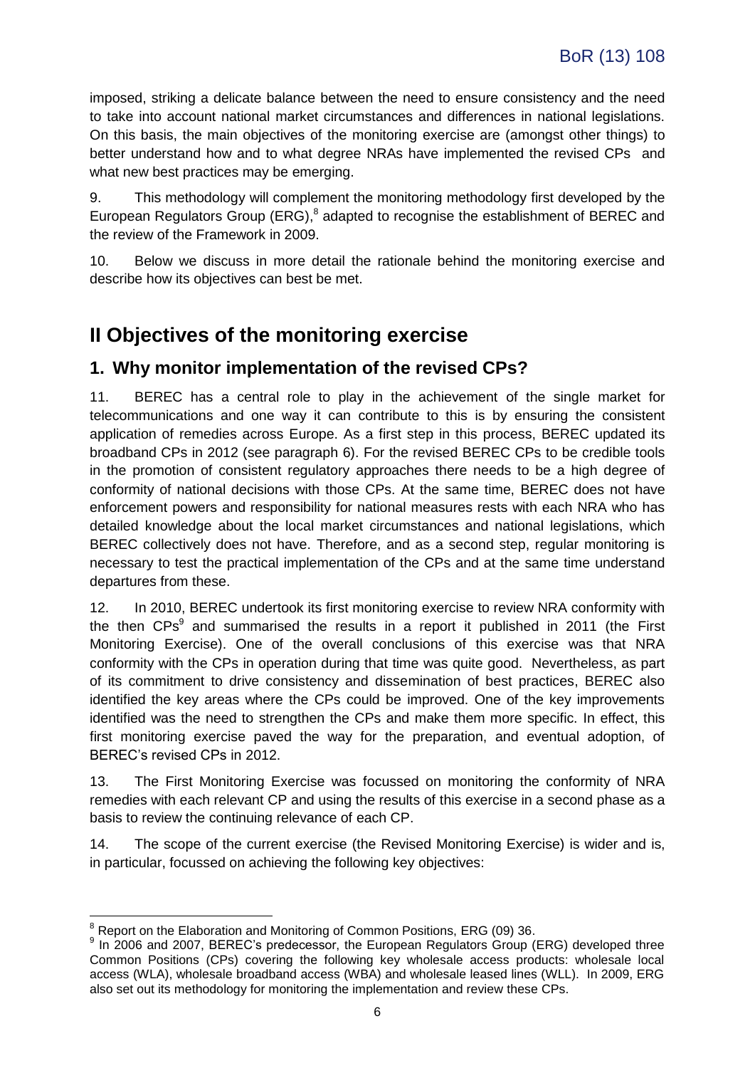imposed, striking a delicate balance between the need to ensure consistency and the need to take into account national market circumstances and differences in national legislations. On this basis, the main objectives of the monitoring exercise are (amongst other things) to better understand how and to what degree NRAs have implemented the revised CPs and what new best practices may be emerging.

9. This methodology will complement the monitoring methodology first developed by the European Regulators Group (ERG),[8] adapted to recognise the establishment of BEREC and the review of the Framework in 2009.

10. Below we discuss in more detail the rationale behind the monitoring exercise and describe how its objectives can best be met.

# II Objectives of the monitoring exercise

## 1. Why monitor implementation of the revised CPs?

11. BEREC has a central role to play in the achievement of the single market for telecommunications and one way it can contribute to this is by ensuring the consistent application of remedies across Europe. As a first step in this process, BEREC updated its broadband CPs in 2012 (see paragraph 6). For the revised BEREC CPs to be credible tools in the promotion of consistent regulatory approaches there needs to be a high degree of conformity of national decisions with those CPs. At the same time, BEREC does not have enforcement powers and responsibility for national measures rests with each NRA who has detailed knowledge about the local market circumstances and national legislations, which BEREC collectively does not have. Therefore, and as a second step, regular monitoring is necessary to test the practical implementation of the CPs and at the same time understand departures from these.

12. In 2010, BEREC undertook its first monitoring exercise to review NRA conformity with the then CPs[9] and summarised the results in a report it published in 2011 (the First Monitoring Exercise). One of the overall conclusions of this exercise was that NRA conformity with the CPs in operation during that time was quite good. Nevertheless, as part of its commitment to drive consistency and dissemination of best practices, BEREC also identified the key areas where the CPs could be improved. One of the key improvements identified was the need to strengthen the CPs and make them more specific. In effect, this first monitoring exercise paved the way for the preparation, and eventual adoption, of BEREC's revised CPs in 2012.

13. The First Monitoring Exercise was focussed on monitoring the conformity of NRA remedies with each relevant CP and using the results of this exercise in a second phase as a basis to review the continuing relevance of each CP.

14. The scope of the current exercise (the Revised Monitoring Exercise) is wider and is, in particular, focussed on achieving the following key objectives:

---

[8] Report on the Elaboration and Monitoring of Common Positions, ERG (09) 36.

[9] In 2006 and 2007, BEREC's predecessor, the European Regulators Group (ERG) developed three Common Positions (CPs) covering the following key wholesale access products: wholesale local access (WLA), wholesale broadband access (WBA) and wholesale leased lines (WLL). In 2009, ERG also set out its methodology for monitoring the implementation and review these CPs.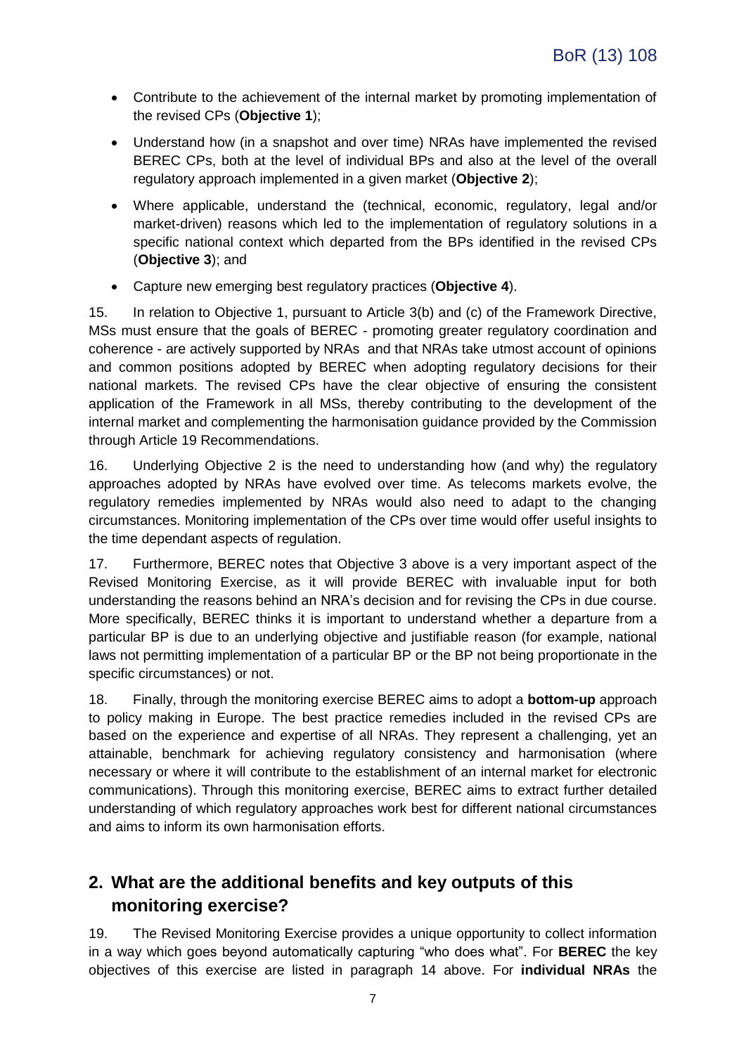- Contribute to the achievement of the internal market by promoting implementation of the revised CPs (**Objective 1**);
- Understand how (in a snapshot and over time) NRAs have implemented the revised BEREC CPs, both at the level of individual BPs and also at the level of the overall regulatory approach implemented in a given market (**Objective 2**);
- Where applicable, understand the (technical, economic, regulatory, legal and/or market-driven) reasons which led to the implementation of regulatory solutions in a specific national context which departed from the BPs identified in the revised CPs (**Objective 3**); and
- Capture new emerging best regulatory practices (**Objective 4**).

15. In relation to Objective 1, pursuant to Article 3(b) and (c) of the Framework Directive, MSs must ensure that the goals of BEREC - promoting greater regulatory coordination and coherence - are actively supported by NRAs and that NRAs take utmost account of opinions and common positions adopted by BEREC when adopting regulatory decisions for their national markets. The revised CPs have the clear objective of ensuring the consistent application of the Framework in all MSs, thereby contributing to the development of the internal market and complementing the harmonisation guidance provided by the Commission through Article 19 Recommendations.

16. Underlying Objective 2 is the need to understanding how (and why) the regulatory approaches adopted by NRAs have evolved over time. As telecoms markets evolve, the regulatory remedies implemented by NRAs would also need to adapt to the changing circumstances. Monitoring implementation of the CPs over time would offer useful insights to the time dependant aspects of regulation.

17. Furthermore, BEREC notes that Objective 3 above is a very important aspect of the Revised Monitoring Exercise, as it will provide BEREC with invaluable input for both understanding the reasons behind an NRA's decision and for revising the CPs in due course. More specifically, BEREC thinks it is important to understand whether a departure from a particular BP is due to an underlying objective and justifiable reason (for example, national laws not permitting implementation of a particular BP or the BP not being proportionate in the specific circumstances) or not.

18. Finally, through the monitoring exercise BEREC aims to adopt a **bottom-up** approach to policy making in Europe. The best practice remedies included in the revised CPs are based on the experience and expertise of all NRAs. They represent a challenging, yet an attainable, benchmark for achieving regulatory consistency and harmonisation (where necessary or where it will contribute to the establishment of an internal market for electronic communications). Through this monitoring exercise, BEREC aims to extract further detailed understanding of which regulatory approaches work best for different national circumstances and aims to inform its own harmonisation efforts.

## 2. What are the additional benefits and key outputs of this monitoring exercise?

19. The Revised Monitoring Exercise provides a unique opportunity to collect information in a way which goes beyond automatically capturing "who does what". For **BEREC** the key objectives of this exercise are listed in paragraph 14 above. For **individual NRAs** the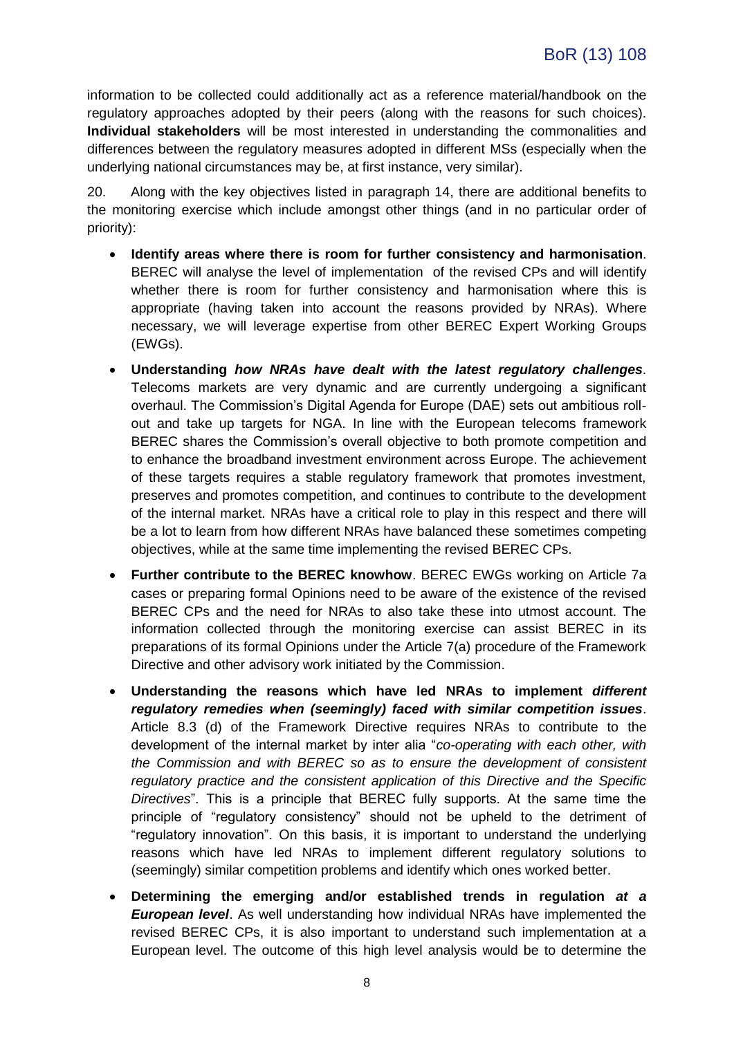information to be collected could additionally act as a reference material/handbook on the regulatory approaches adopted by their peers (along with the reasons for such choices). **Individual stakeholders** will be most interested in understanding the commonalities and differences between the regulatory measures adopted in different MSs (especially when the underlying national circumstances may be, at first instance, very similar).

20. Along with the key objectives listed in paragraph 14, there are additional benefits to the monitoring exercise which include amongst other things (and in no particular order of priority):

- **Identify areas where there is room for further consistency and harmonisation**. BEREC will analyse the level of implementation of the revised CPs and will identify whether there is room for further consistency and harmonisation where this is appropriate (having taken into account the reasons provided by NRAs). Where necessary, we will leverage expertise from other BEREC Expert Working Groups (EWGs).
- **Understanding *how NRAs have dealt with the latest regulatory challenges***. Telecoms markets are very dynamic and are currently undergoing a significant overhaul. The Commission's Digital Agenda for Europe (DAE) sets out ambitious roll-out and take up targets for NGA. In line with the European telecoms framework BEREC shares the Commission's overall objective to both promote competition and to enhance the broadband investment environment across Europe. The achievement of these targets requires a stable regulatory framework that promotes investment, preserves and promotes competition, and continues to contribute to the development of the internal market. NRAs have a critical role to play in this respect and there will be a lot to learn from how different NRAs have balanced these sometimes competing objectives, while at the same time implementing the revised BEREC CPs.
- **Further contribute to the BEREC knowhow**. BEREC EWGs working on Article 7a cases or preparing formal Opinions need to be aware of the existence of the revised BEREC CPs and the need for NRAs to also take these into utmost account. The information collected through the monitoring exercise can assist BEREC in its preparations of its formal Opinions under the Article 7(a) procedure of the Framework Directive and other advisory work initiated by the Commission.
- **Understanding the reasons which have led NRAs to implement *different regulatory remedies when (seemingly) faced with similar competition issues***. Article 8.3 (d) of the Framework Directive requires NRAs to contribute to the development of the internal market by inter alia "*co-operating with each other, with the Commission and with BEREC so as to ensure the development of consistent regulatory practice and the consistent application of this Directive and the Specific Directives*". This is a principle that BEREC fully supports. At the same time the principle of "regulatory consistency" should not be upheld to the detriment of "regulatory innovation". On this basis, it is important to understand the underlying reasons which have led NRAs to implement different regulatory solutions to (seemingly) similar competition problems and identify which ones worked better.
- **Determining the emerging and/or established trends in regulation *at a European level***. As well understanding how individual NRAs have implemented the revised BEREC CPs, it is also important to understand such implementation at a European level. The outcome of this high level analysis would be to determine the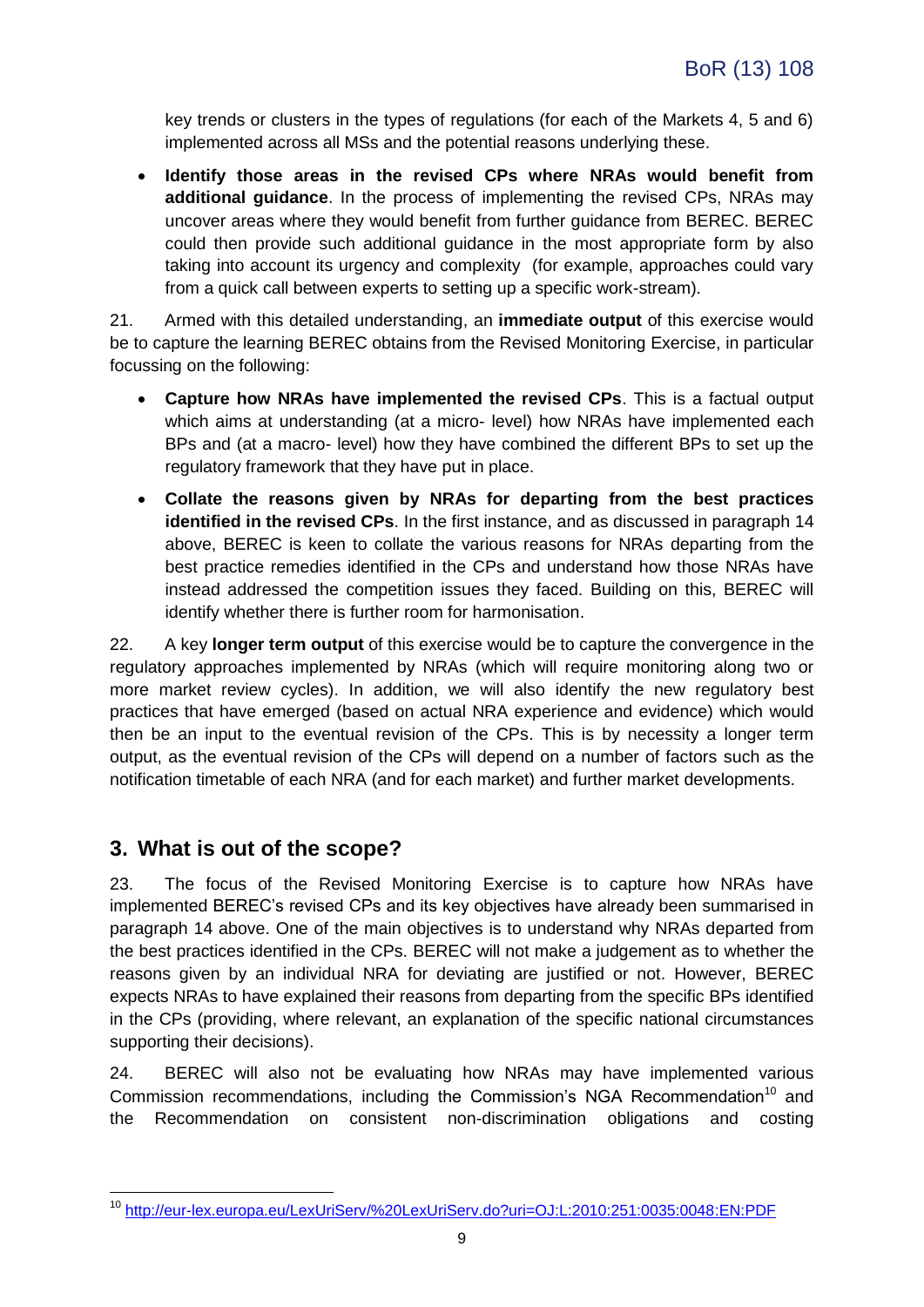key trends or clusters in the types of regulations (for each of the Markets 4, 5 and 6) implemented across all MSs and the potential reasons underlying these.

- **Identify those areas in the revised CPs where NRAs would benefit from additional guidance**. In the process of implementing the revised CPs, NRAs may uncover areas where they would benefit from further guidance from BEREC. BEREC could then provide such additional guidance in the most appropriate form by also taking into account its urgency and complexity (for example, approaches could vary from a quick call between experts to setting up a specific work-stream).

21. Armed with this detailed understanding, an **immediate output** of this exercise would be to capture the learning BEREC obtains from the Revised Monitoring Exercise, in particular focussing on the following:

- **Capture how NRAs have implemented the revised CPs**. This is a factual output which aims at understanding (at a micro- level) how NRAs have implemented each BPs and (at a macro- level) how they have combined the different BPs to set up the regulatory framework that they have put in place.
- **Collate the reasons given by NRAs for departing from the best practices identified in the revised CPs**. In the first instance, and as discussed in paragraph 14 above, BEREC is keen to collate the various reasons for NRAs departing from the best practice remedies identified in the CPs and understand how those NRAs have instead addressed the competition issues they faced. Building on this, BEREC will identify whether there is further room for harmonisation.

22. A key **longer term output** of this exercise would be to capture the convergence in the regulatory approaches implemented by NRAs (which will require monitoring along two or more market review cycles). In addition, we will also identify the new regulatory best practices that have emerged (based on actual NRA experience and evidence) which would then be an input to the eventual revision of the CPs. This is by necessity a longer term output, as the eventual revision of the CPs will depend on a number of factors such as the notification timetable of each NRA (and for each market) and further market developments.

## 3. What is out of the scope?

23. The focus of the Revised Monitoring Exercise is to capture how NRAs have implemented BEREC's revised CPs and its key objectives have already been summarised in paragraph 14 above. One of the main objectives is to understand why NRAs departed from the best practices identified in the CPs. BEREC will not make a judgement as to whether the reasons given by an individual NRA for deviating are justified or not. However, BEREC expects NRAs to have explained their reasons from departing from the specific BPs identified in the CPs (providing, where relevant, an explanation of the specific national circumstances supporting their decisions).

24. BEREC will also not be evaluating how NRAs may have implemented various Commission recommendations, including the Commission's NGA Recommendation[10] and the Recommendation on consistent non-discrimination obligations and costing

[10] http://eur-lex.europa.eu/LexUriServ/%20LexUriServ.do?uri=OJ:L:2010:251:0035:0048:EN:PDF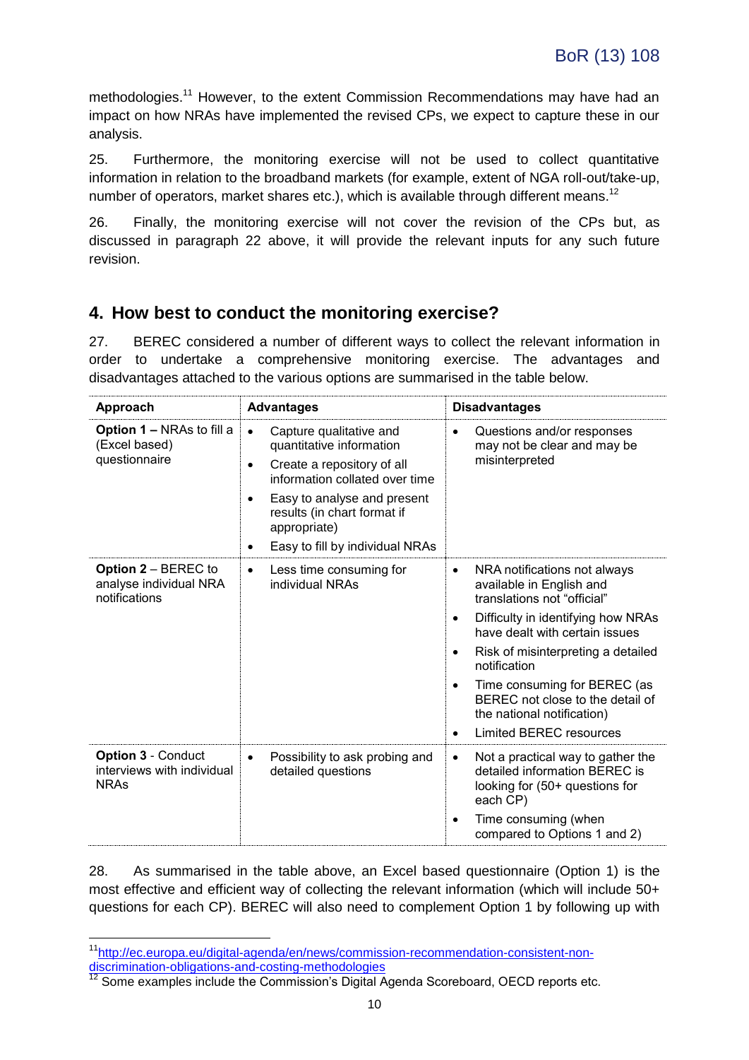methodologies.[11] However, to the extent Commission Recommendations may have had an impact on how NRAs have implemented the revised CPs, we expect to capture these in our analysis.

25. Furthermore, the monitoring exercise will not be used to collect quantitative information in relation to the broadband markets (for example, extent of NGA roll-out/take-up, number of operators, market shares etc.), which is available through different means.[12]

26. Finally, the monitoring exercise will not cover the revision of the CPs but, as discussed in paragraph 22 above, it will provide the relevant inputs for any such future revision.

## 4. How best to conduct the monitoring exercise?

27. BEREC considered a number of different ways to collect the relevant information in order to undertake a comprehensive monitoring exercise. The advantages and disadvantages attached to the various options are summarised in the table below.

| Approach | Advantages | Disadvantages |
|---|---|---|
| **Option 1 –** NRAs to fill a (Excel based) questionnaire | • Capture qualitative and quantitative information<br>• Create a repository of all information collated over time<br>• Easy to analyse and present results (in chart format if appropriate)<br>• Easy to fill by individual NRAs | • Questions and/or responses may not be clear and may be misinterpreted |
| **Option 2** – BEREC to analyse individual NRA notifications | • Less time consuming for individual NRAs | • NRA notifications not always available in English and translations not "official"<br>• Difficulty in identifying how NRAs have dealt with certain issues<br>• Risk of misinterpreting a detailed notification<br>• Time consuming for BEREC (as BEREC not close to the detail of the national notification)<br>• Limited BEREC resources |
| **Option 3** - Conduct interviews with individual NRAs | • Possibility to ask probing and detailed questions | • Not a practical way to gather the detailed information BEREC is looking for (50+ questions for each CP)<br>• Time consuming (when compared to Options 1 and 2) |

28. As summarised in the table above, an Excel based questionnaire (Option 1) is the most effective and efficient way of collecting the relevant information (which will include 50+ questions for each CP). BEREC will also need to complement Option 1 by following up with

[11] http://ec.europa.eu/digital-agenda/en/news/commission-recommendation-consistent-non-discrimination-obligations-and-costing-methodologies

[12] Some examples include the Commission's Digital Agenda Scoreboard, OECD reports etc.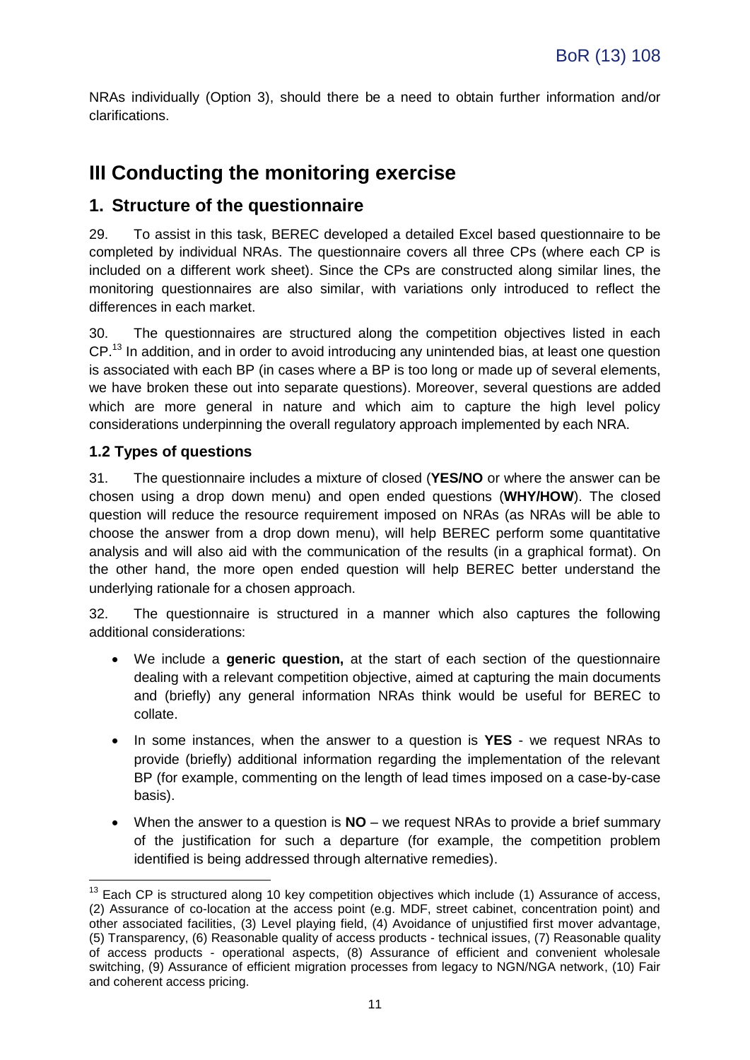NRAs individually (Option 3), should there be a need to obtain further information and/or clarifications.

# III Conducting the monitoring exercise

## 1. Structure of the questionnaire

29. To assist in this task, BEREC developed a detailed Excel based questionnaire to be completed by individual NRAs. The questionnaire covers all three CPs (where each CP is included on a different work sheet). Since the CPs are constructed along similar lines, the monitoring questionnaires are also similar, with variations only introduced to reflect the differences in each market.

30. The questionnaires are structured along the competition objectives listed in each CP.[13] In addition, and in order to avoid introducing any unintended bias, at least one question is associated with each BP (in cases where a BP is too long or made up of several elements, we have broken these out into separate questions). Moreover, several questions are added which are more general in nature and which aim to capture the high level policy considerations underpinning the overall regulatory approach implemented by each NRA.

### 1.2 Types of questions

31. The questionnaire includes a mixture of closed (**YES/NO** or where the answer can be chosen using a drop down menu) and open ended questions (**WHY/HOW**). The closed question will reduce the resource requirement imposed on NRAs (as NRAs will be able to choose the answer from a drop down menu), will help BEREC perform some quantitative analysis and will also aid with the communication of the results (in a graphical format). On the other hand, the more open ended question will help BEREC better understand the underlying rationale for a chosen approach.

32. The questionnaire is structured in a manner which also captures the following additional considerations:

- We include a **generic question,** at the start of each section of the questionnaire dealing with a relevant competition objective, aimed at capturing the main documents and (briefly) any general information NRAs think would be useful for BEREC to collate.
- In some instances, when the answer to a question is **YES** - we request NRAs to provide (briefly) additional information regarding the implementation of the relevant BP (for example, commenting on the length of lead times imposed on a case-by-case basis).
- When the answer to a question is **NO** – we request NRAs to provide a brief summary of the justification for such a departure (for example, the competition problem identified is being addressed through alternative remedies).

[13] Each CP is structured along 10 key competition objectives which include (1) Assurance of access, (2) Assurance of co-location at the access point (e.g. MDF, street cabinet, concentration point) and other associated facilities, (3) Level playing field, (4) Avoidance of unjustified first mover advantage, (5) Transparency, (6) Reasonable quality of access products - technical issues, (7) Reasonable quality of access products - operational aspects, (8) Assurance of efficient and convenient wholesale switching, (9) Assurance of efficient migration processes from legacy to NGN/NGA network, (10) Fair and coherent access pricing.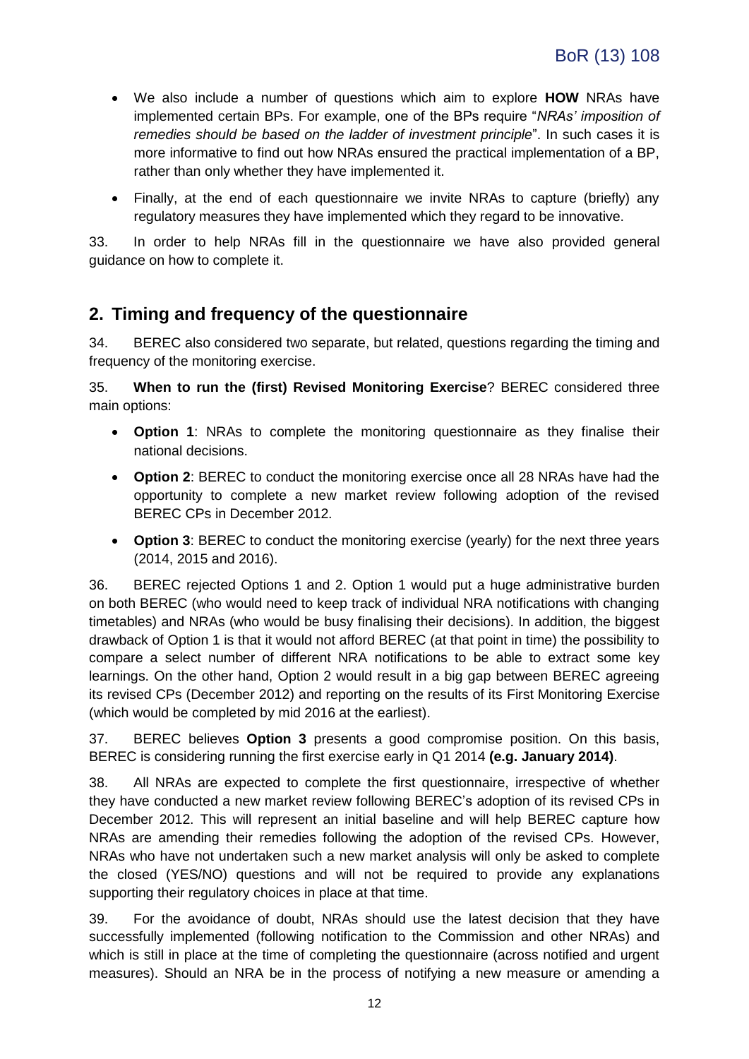- We also include a number of questions which aim to explore **HOW** NRAs have implemented certain BPs. For example, one of the BPs require "*NRAs' imposition of remedies should be based on the ladder of investment principle*". In such cases it is more informative to find out how NRAs ensured the practical implementation of a BP, rather than only whether they have implemented it.
- Finally, at the end of each questionnaire we invite NRAs to capture (briefly) any regulatory measures they have implemented which they regard to be innovative.

33. In order to help NRAs fill in the questionnaire we have also provided general guidance on how to complete it.

## 2. Timing and frequency of the questionnaire

34. BEREC also considered two separate, but related, questions regarding the timing and frequency of the monitoring exercise.

35. **When to run the (first) Revised Monitoring Exercise**? BEREC considered three main options:

- **Option 1**: NRAs to complete the monitoring questionnaire as they finalise their national decisions.
- **Option 2**: BEREC to conduct the monitoring exercise once all 28 NRAs have had the opportunity to complete a new market review following adoption of the revised BEREC CPs in December 2012.
- **Option 3**: BEREC to conduct the monitoring exercise (yearly) for the next three years (2014, 2015 and 2016).

36. BEREC rejected Options 1 and 2. Option 1 would put a huge administrative burden on both BEREC (who would need to keep track of individual NRA notifications with changing timetables) and NRAs (who would be busy finalising their decisions). In addition, the biggest drawback of Option 1 is that it would not afford BEREC (at that point in time) the possibility to compare a select number of different NRA notifications to be able to extract some key learnings. On the other hand, Option 2 would result in a big gap between BEREC agreeing its revised CPs (December 2012) and reporting on the results of its First Monitoring Exercise (which would be completed by mid 2016 at the earliest).

37. BEREC believes **Option 3** presents a good compromise position. On this basis, BEREC is considering running the first exercise early in Q1 2014 **(e.g. January 2014)**.

38. All NRAs are expected to complete the first questionnaire, irrespective of whether they have conducted a new market review following BEREC's adoption of its revised CPs in December 2012. This will represent an initial baseline and will help BEREC capture how NRAs are amending their remedies following the adoption of the revised CPs. However, NRAs who have not undertaken such a new market analysis will only be asked to complete the closed (YES/NO) questions and will not be required to provide any explanations supporting their regulatory choices in place at that time.

39. For the avoidance of doubt, NRAs should use the latest decision that they have successfully implemented (following notification to the Commission and other NRAs) and which is still in place at the time of completing the questionnaire (across notified and urgent measures). Should an NRA be in the process of notifying a new measure or amending a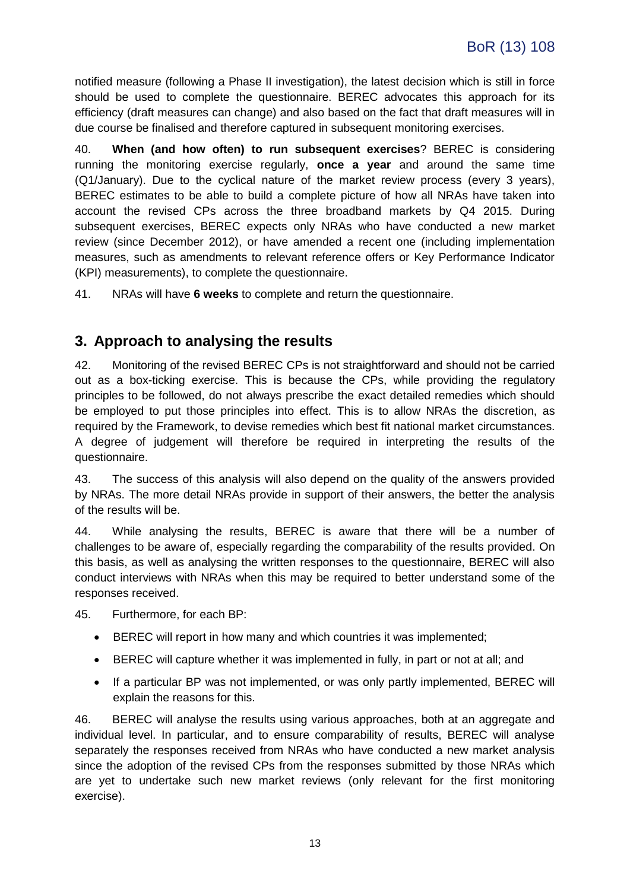notified measure (following a Phase II investigation), the latest decision which is still in force should be used to complete the questionnaire. BEREC advocates this approach for its efficiency (draft measures can change) and also based on the fact that draft measures will in due course be finalised and therefore captured in subsequent monitoring exercises.

40. **When (and how often) to run subsequent exercises**? BEREC is considering running the monitoring exercise regularly, **once a year** and around the same time (Q1/January). Due to the cyclical nature of the market review process (every 3 years), BEREC estimates to be able to build a complete picture of how all NRAs have taken into account the revised CPs across the three broadband markets by Q4 2015. During subsequent exercises, BEREC expects only NRAs who have conducted a new market review (since December 2012), or have amended a recent one (including implementation measures, such as amendments to relevant reference offers or Key Performance Indicator (KPI) measurements), to complete the questionnaire.

41. NRAs will have **6 weeks** to complete and return the questionnaire.

## 3. Approach to analysing the results

42. Monitoring of the revised BEREC CPs is not straightforward and should not be carried out as a box-ticking exercise. This is because the CPs, while providing the regulatory principles to be followed, do not always prescribe the exact detailed remedies which should be employed to put those principles into effect. This is to allow NRAs the discretion, as required by the Framework, to devise remedies which best fit national market circumstances. A degree of judgement will therefore be required in interpreting the results of the questionnaire.

43. The success of this analysis will also depend on the quality of the answers provided by NRAs. The more detail NRAs provide in support of their answers, the better the analysis of the results will be.

44. While analysing the results, BEREC is aware that there will be a number of challenges to be aware of, especially regarding the comparability of the results provided. On this basis, as well as analysing the written responses to the questionnaire, BEREC will also conduct interviews with NRAs when this may be required to better understand some of the responses received.

45. Furthermore, for each BP:

- BEREC will report in how many and which countries it was implemented;
- BEREC will capture whether it was implemented in fully, in part or not at all; and
- If a particular BP was not implemented, or was only partly implemented, BEREC will explain the reasons for this.

46. BEREC will analyse the results using various approaches, both at an aggregate and individual level. In particular, and to ensure comparability of results, BEREC will analyse separately the responses received from NRAs who have conducted a new market analysis since the adoption of the revised CPs from the responses submitted by those NRAs which are yet to undertake such new market reviews (only relevant for the first monitoring exercise).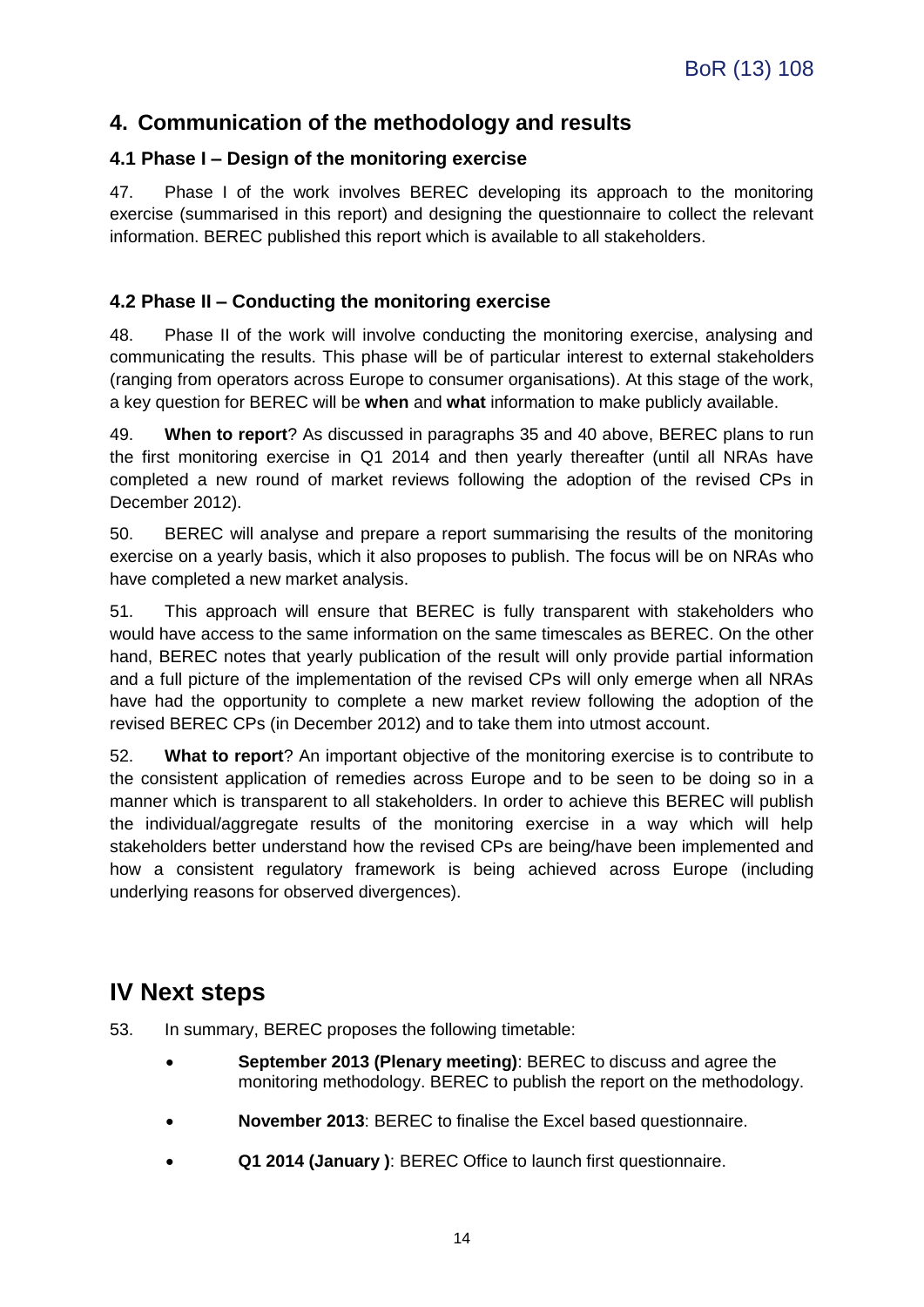## 4. Communication of the methodology and results

### 4.1 Phase I – Design of the monitoring exercise

47. Phase I of the work involves BEREC developing its approach to the monitoring exercise (summarised in this report) and designing the questionnaire to collect the relevant information. BEREC published this report which is available to all stakeholders.

### 4.2 Phase II – Conducting the monitoring exercise

48. Phase II of the work will involve conducting the monitoring exercise, analysing and communicating the results. This phase will be of particular interest to external stakeholders (ranging from operators across Europe to consumer organisations). At this stage of the work, a key question for BEREC will be **when** and **what** information to make publicly available.

49. **When to report**? As discussed in paragraphs 35 and 40 above, BEREC plans to run the first monitoring exercise in Q1 2014 and then yearly thereafter (until all NRAs have completed a new round of market reviews following the adoption of the revised CPs in December 2012).

50. BEREC will analyse and prepare a report summarising the results of the monitoring exercise on a yearly basis, which it also proposes to publish. The focus will be on NRAs who have completed a new market analysis.

51. This approach will ensure that BEREC is fully transparent with stakeholders who would have access to the same information on the same timescales as BEREC. On the other hand, BEREC notes that yearly publication of the result will only provide partial information and a full picture of the implementation of the revised CPs will only emerge when all NRAs have had the opportunity to complete a new market review following the adoption of the revised BEREC CPs (in December 2012) and to take them into utmost account.

52. **What to report**? An important objective of the monitoring exercise is to contribute to the consistent application of remedies across Europe and to be seen to be doing so in a manner which is transparent to all stakeholders. In order to achieve this BEREC will publish the individual/aggregate results of the monitoring exercise in a way which will help stakeholders better understand how the revised CPs are being/have been implemented and how a consistent regulatory framework is being achieved across Europe (including underlying reasons for observed divergences).

# IV Next steps

53. In summary, BEREC proposes the following timetable:

- **September 2013 (Plenary meeting)**: BEREC to discuss and agree the monitoring methodology. BEREC to publish the report on the methodology.
- **November 2013**: BEREC to finalise the Excel based questionnaire.
- **Q1 2014 (January )**: BEREC Office to launch first questionnaire.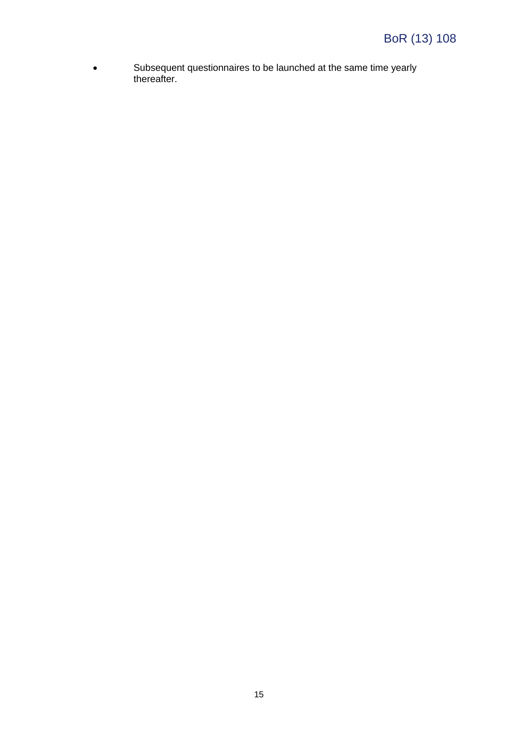- Subsequent questionnaires to be launched at the same time yearly thereafter.